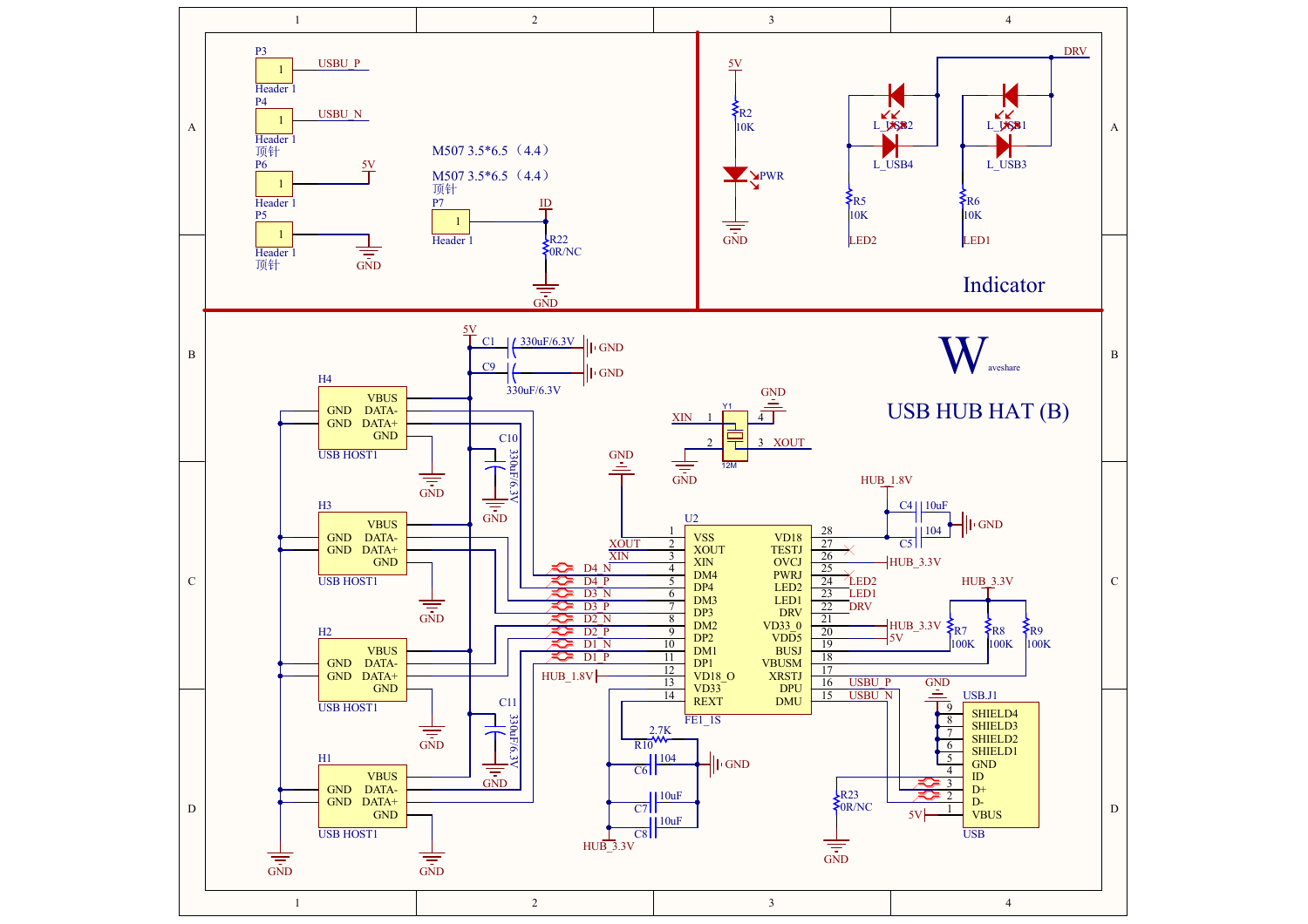# USB HUB HAT (B)

Waveshare

## Indicator

- 5V — R2 10K — PWR — GND
- DRV — L_USB2, L_USB4 — R5 10K — LED2
- DRV — L_USB1, L_USB3 — R6 10K — LED1

## Headers

- P3 Header 1 — USBU_P
- P4 Header 1 — USBU_N
- 顶针
- P6 Header 1 — 5V
- P5 Header 1 — GND
- 顶针
- M507 3.5*6.5（4.4）
- M507 3.5*6.5（4.4）
- 顶针
- P7 Header 1 — ID — R22 0R/NC — GND

## USB Hosts

- H4 USB HOST1: VBUS, GND, DATA-, GND, DATA+, GND
- H3 USB HOST1: VBUS, GND, DATA-, GND, DATA+, GND
- H2 USB HOST1: VBUS, GND, DATA-, GND, DATA+, GND
- H1 USB HOST1: VBUS, GND, DATA-, GND, DATA+, GND
- 5V — C1 330uF/6.3V — GND
- C9 330uF/6.3V — GND
- C10 330uF/6.3V — GND
- C11 330uF/6.3V — GND

## Crystal

Y1 12M: XIN 1, 2 GND, 3 XOUT, 4 GND

## U2 FE1_1S

| Pin | Name | Name | Pin |
|---|---|---|---|
| 1 | VSS | VD18 | 28 |
| 2 | XOUT | TESTJ | 27 |
| 3 | XIN | OVCJ | 26 |
| 4 | DM4 | PWRJ | 25 |
| 5 | DP4 | LED2 | 24 |
| 6 | DM3 | LED1 | 23 |
| 7 | DP3 | DRV | 22 |
| 8 | DM2 | VD33_0 | 21 |
| 9 | DP2 | VDD5 | 20 |
| 10 | DM1 | BUSJ | 19 |
| 11 | DP1 | VBUSM | 18 |
| 12 | VD18_O | XRSTJ | 17 |
| 13 | VD33 | DPU | 16 |
| 14 | REXT | DMU | 15 |

- Pin 1 GND; pin 2 XOUT; pin 3 XIN; pins 4–11 D4_N, D4_P, D3_N, D3_P, D2_N, D2_P, D1_N, D1_P; pin 12 HUB_1.8V
- Pin 14 — R10 2.7K; C6 104; C7 10uF; C8 10uF — GND; HUB_3.3V
- Pin 28 HUB_1.8V — C4 10uF, C5 104 — GND
- Pin 26 HUB_3.3V; pin 24 LED2; pin 23 LED1; pin 22 DRV; pin 21 HUB_3.3V; pin 20 5V
- HUB_3.3V — R7 100K, R8 100K, R9 100K
- Pin 16 USBU_P; pin 15 USBU_N

## USB.J1 (USB)

| Pin | Name |
|---|---|
| 9 | SHIELD4 |
| 8 | SHIELD3 |
| 7 | SHIELD2 |
| 6 | SHIELD1 |
| 5 | GND |
| 4 | ID |
| 3 | D+ |
| 2 | D- |
| 1 | VBUS |

- GND; 5V — VBUS; R23 0R/NC — GND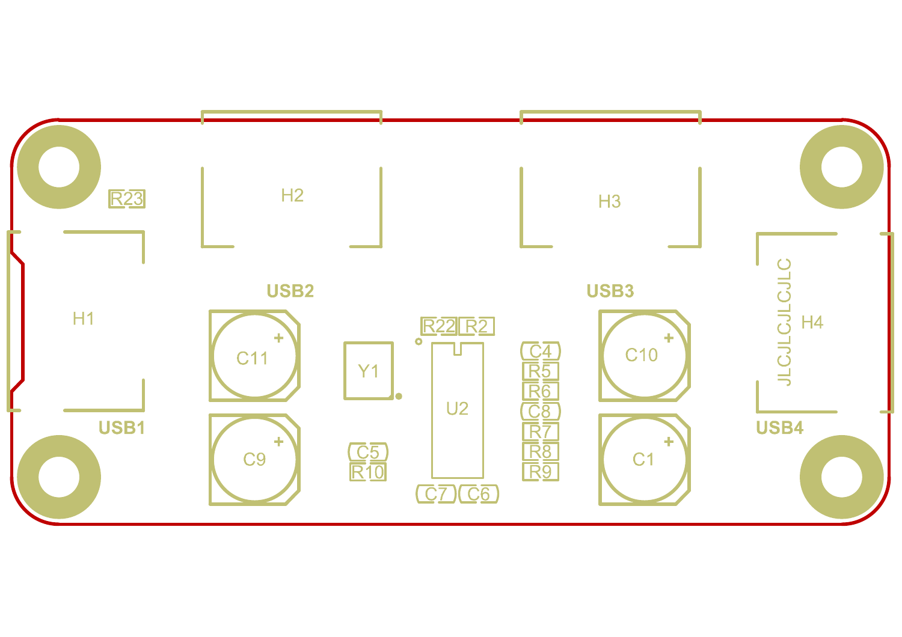R23

H2

H3

H1

JLCJLCJLCJLC

H4

USB2

USB3

C11

R22 R2

C10

Y1

C4

R5

U2

R6

C8

USB1

R7

USB4

C9

C5

R8

C1

R10

R9

C7 C6